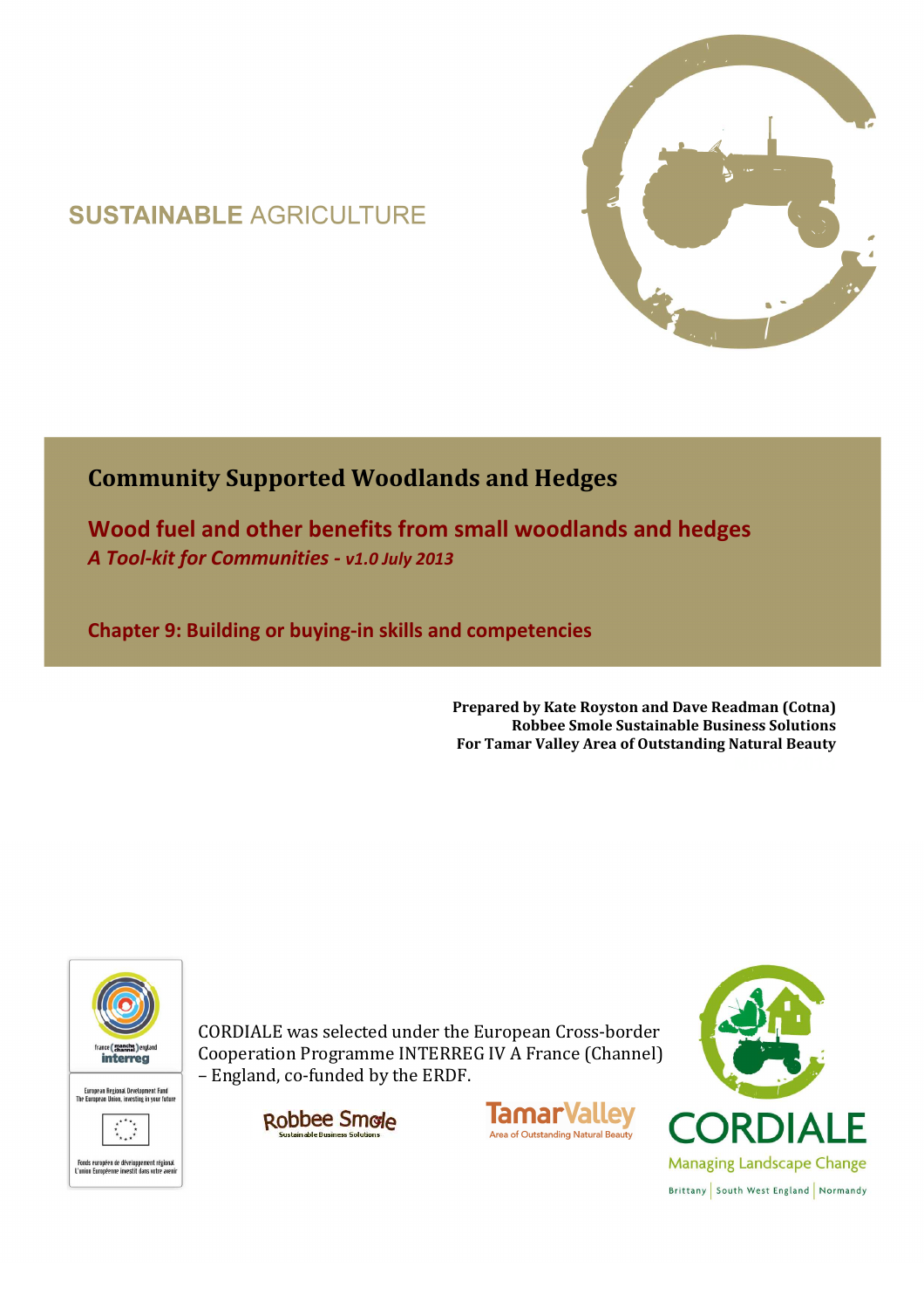SUSTAINABLE AGRICULTURE

# Community Supported Woodlands and Hedges

## Wood fuel and other benefits from small woodlands and hedges

*A Tool-kit for Communities - v1.0 July 2013*

## Chapter 9: Building or buying-in skills and competencies

**Prepared by Kate Royston and Dave Readman (Cotna)**
**Robbee Smole Sustainable Business Solutions**
**For Tamar Valley Area of Outstanding Natural Beauty**

france (manche channel) england interreg

European Regional Development Fund
The European Union, investing in your future

Fonds européen de développement régional
L'union Européenne investit dans votre avenir

CORDIALE was selected under the European Cross-border Cooperation Programme INTERREG IV A France (Channel) – England, co-funded by the ERDF.

Robbee Smole Sustainable Business Solutions

TamarValley Area of Outstanding Natural Beauty

CORDIALE
Managing Landscape Change
Brittany | South West England | Normandy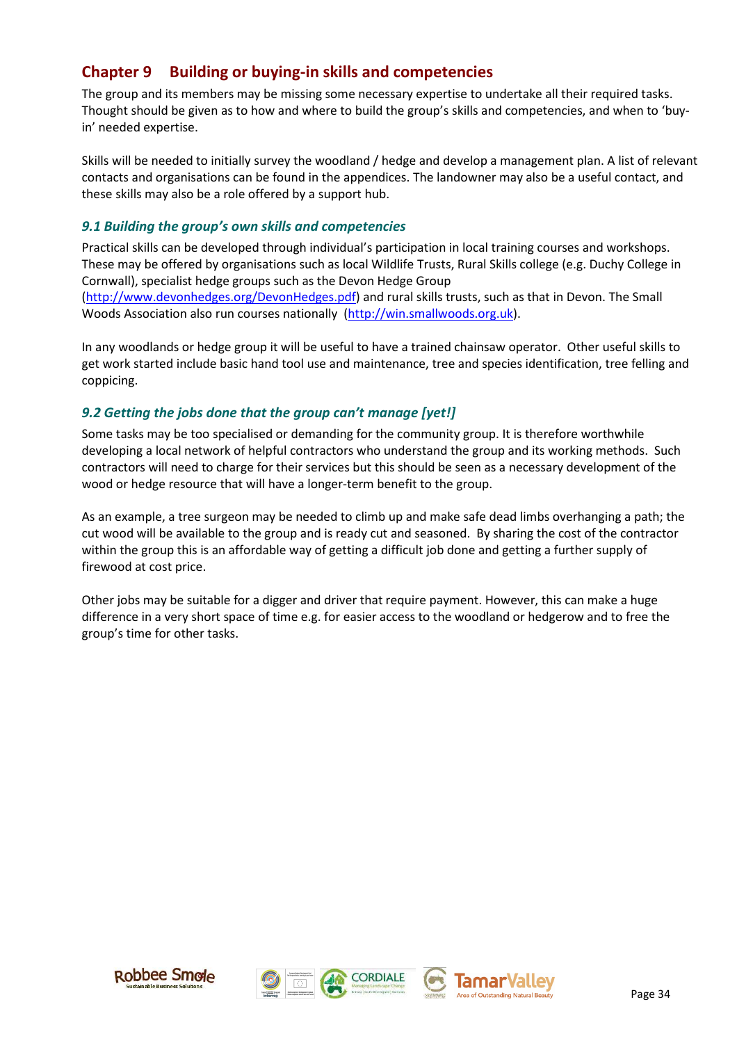## Chapter 9 Building or buying-in skills and competencies

The group and its members may be missing some necessary expertise to undertake all their required tasks. Thought should be given as to how and where to build the group's skills and competencies, and when to 'buy-in' needed expertise.

Skills will be needed to initially survey the woodland / hedge and develop a management plan. A list of relevant contacts and organisations can be found in the appendices. The landowner may also be a useful contact, and these skills may also be a role offered by a support hub.

### *9.1 Building the group's own skills and competencies*

Practical skills can be developed through individual's participation in local training courses and workshops. These may be offered by organisations such as local Wildlife Trusts, Rural Skills college (e.g. Duchy College in Cornwall), specialist hedge groups such as the Devon Hedge Group ([http://www.devonhedges.org/DevonHedges.pdf](http://www.devonhedges.org/DevonHedges.pdf)) and rural skills trusts, such as that in Devon. The Small Woods Association also run courses nationally ([http://win.smallwoods.org.uk](http://win.smallwoods.org.uk)).

In any woodlands or hedge group it will be useful to have a trained chainsaw operator. Other useful skills to get work started include basic hand tool use and maintenance, tree and species identification, tree felling and coppicing.

### *9.2 Getting the jobs done that the group can't manage [yet!]*

Some tasks may be too specialised or demanding for the community group. It is therefore worthwhile developing a local network of helpful contractors who understand the group and its working methods. Such contractors will need to charge for their services but this should be seen as a necessary development of the wood or hedge resource that will have a longer-term benefit to the group.

As an example, a tree surgeon may be needed to climb up and make safe dead limbs overhanging a path; the cut wood will be available to the group and is ready cut and seasoned. By sharing the cost of the contractor within the group this is an affordable way of getting a difficult job done and getting a further supply of firewood at cost price.

Other jobs may be suitable for a digger and driver that require payment. However, this can make a huge difference in a very short space of time e.g. for easier access to the woodland or hedgerow and to free the group's time for other tasks.